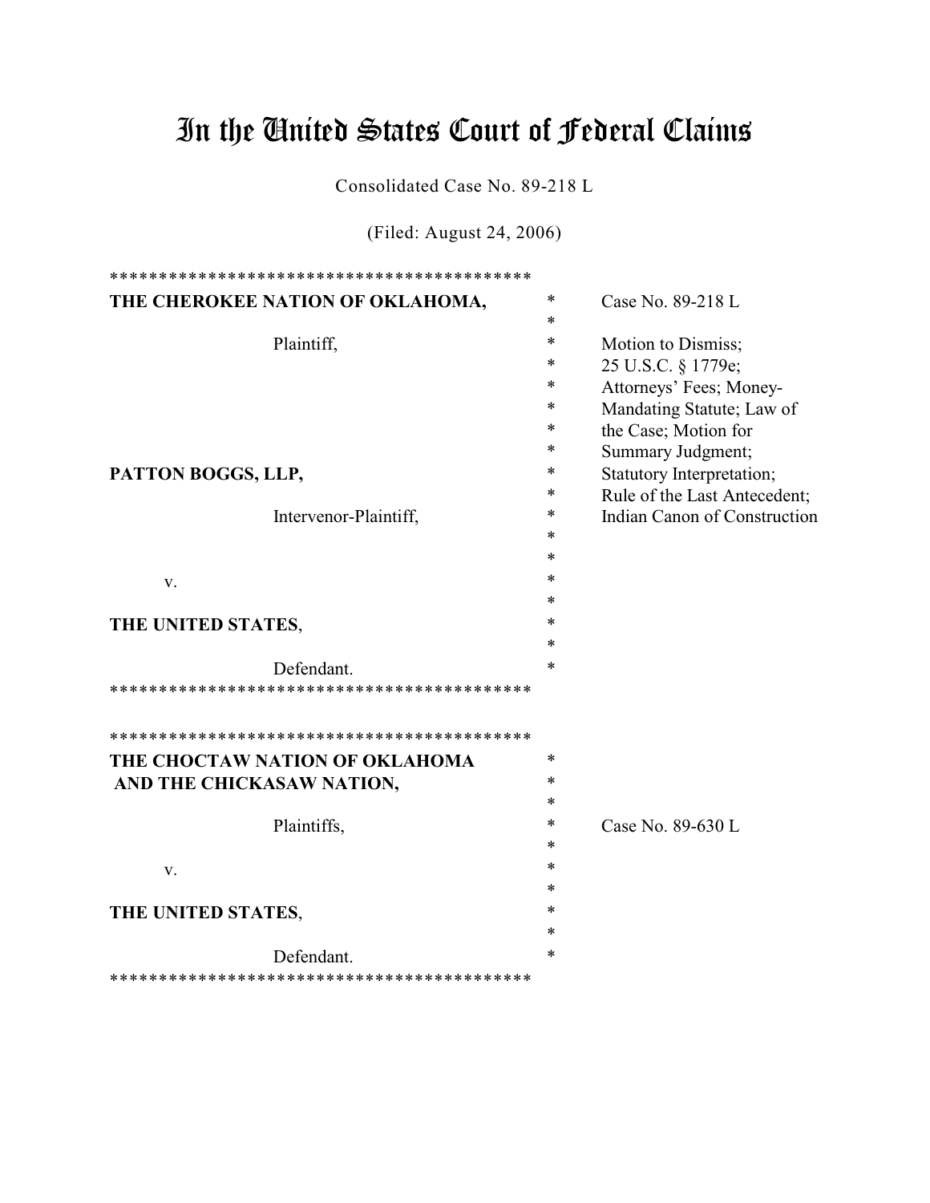# In the United States Court of Federal Claims

Consolidated Case No. 89-218 L

(Filed: August 24, 2006)

*******************************************

**THE CHEROKEE NATION OF OKLAHOMA,**

Plaintiff,

**PATTON BOGGS, LLP,**

Intervenor-Plaintiff,

v.

**THE UNITED STATES**,

Defendant.

*******************************************

Case No. 89-218 L

Motion to Dismiss; 25 U.S.C. § 1779e; Attorneys' Fees; Money-Mandating Statute; Law of the Case; Motion for Summary Judgment; Statutory Interpretation; Rule of the Last Antecedent; Indian Canon of Construction

*******************************************

**THE CHOCTAW NATION OF OKLAHOMA AND THE CHICKASAW NATION,**

Plaintiffs,

v.

**THE UNITED STATES**,

Defendant.

*******************************************

Case No. 89-630 L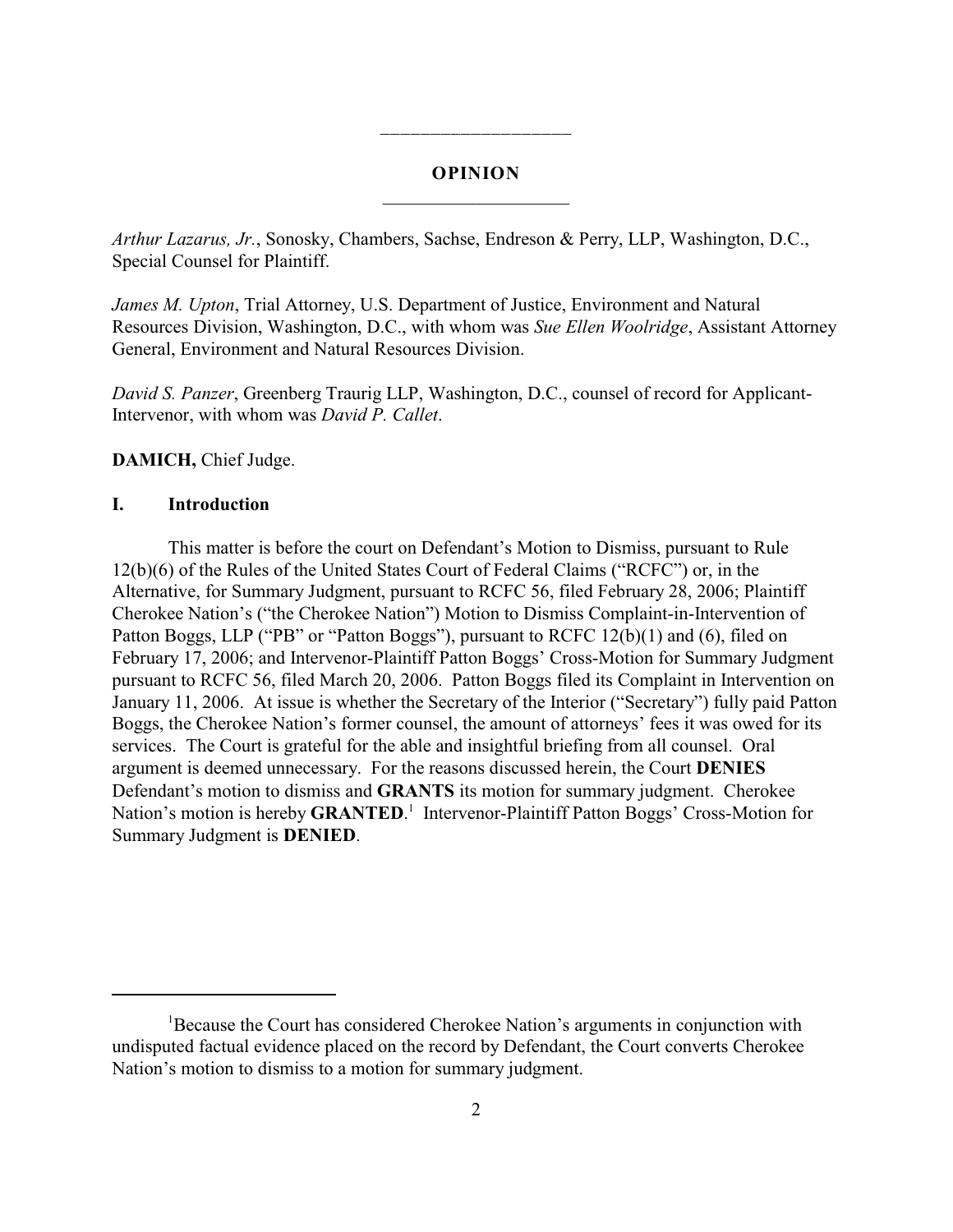## OPINION

*Arthur Lazarus, Jr.*, Sonosky, Chambers, Sachse, Endreson & Perry, LLP, Washington, D.C., Special Counsel for Plaintiff.

*James M. Upton*, Trial Attorney, U.S. Department of Justice, Environment and Natural Resources Division, Washington, D.C., with whom was *Sue Ellen Woolridge*, Assistant Attorney General, Environment and Natural Resources Division.

*David S. Panzer*, Greenberg Traurig LLP, Washington, D.C., counsel of record for Applicant-Intervenor, with whom was *David P. Callet*.

**DAMICH,** Chief Judge.

## I. Introduction

This matter is before the court on Defendant's Motion to Dismiss, pursuant to Rule 12(b)(6) of the Rules of the United States Court of Federal Claims ("RCFC") or, in the Alternative, for Summary Judgment, pursuant to RCFC 56, filed February 28, 2006; Plaintiff Cherokee Nation's ("the Cherokee Nation") Motion to Dismiss Complaint-in-Intervention of Patton Boggs, LLP ("PB" or "Patton Boggs"), pursuant to RCFC 12(b)(1) and (6), filed on February 17, 2006; and Intervenor-Plaintiff Patton Boggs' Cross-Motion for Summary Judgment pursuant to RCFC 56, filed March 20, 2006. Patton Boggs filed its Complaint in Intervention on January 11, 2006. At issue is whether the Secretary of the Interior ("Secretary") fully paid Patton Boggs, the Cherokee Nation's former counsel, the amount of attorneys' fees it was owed for its services. The Court is grateful for the able and insightful briefing from all counsel. Oral argument is deemed unnecessary. For the reasons discussed herein, the Court **DENIES** Defendant's motion to dismiss and **GRANTS** its motion for summary judgment. Cherokee Nation's motion is hereby **GRANTED**.[1] Intervenor-Plaintiff Patton Boggs' Cross-Motion for Summary Judgment is **DENIED**.

---

[1]Because the Court has considered Cherokee Nation's arguments in conjunction with undisputed factual evidence placed on the record by Defendant, the Court converts Cherokee Nation's motion to dismiss to a motion for summary judgment.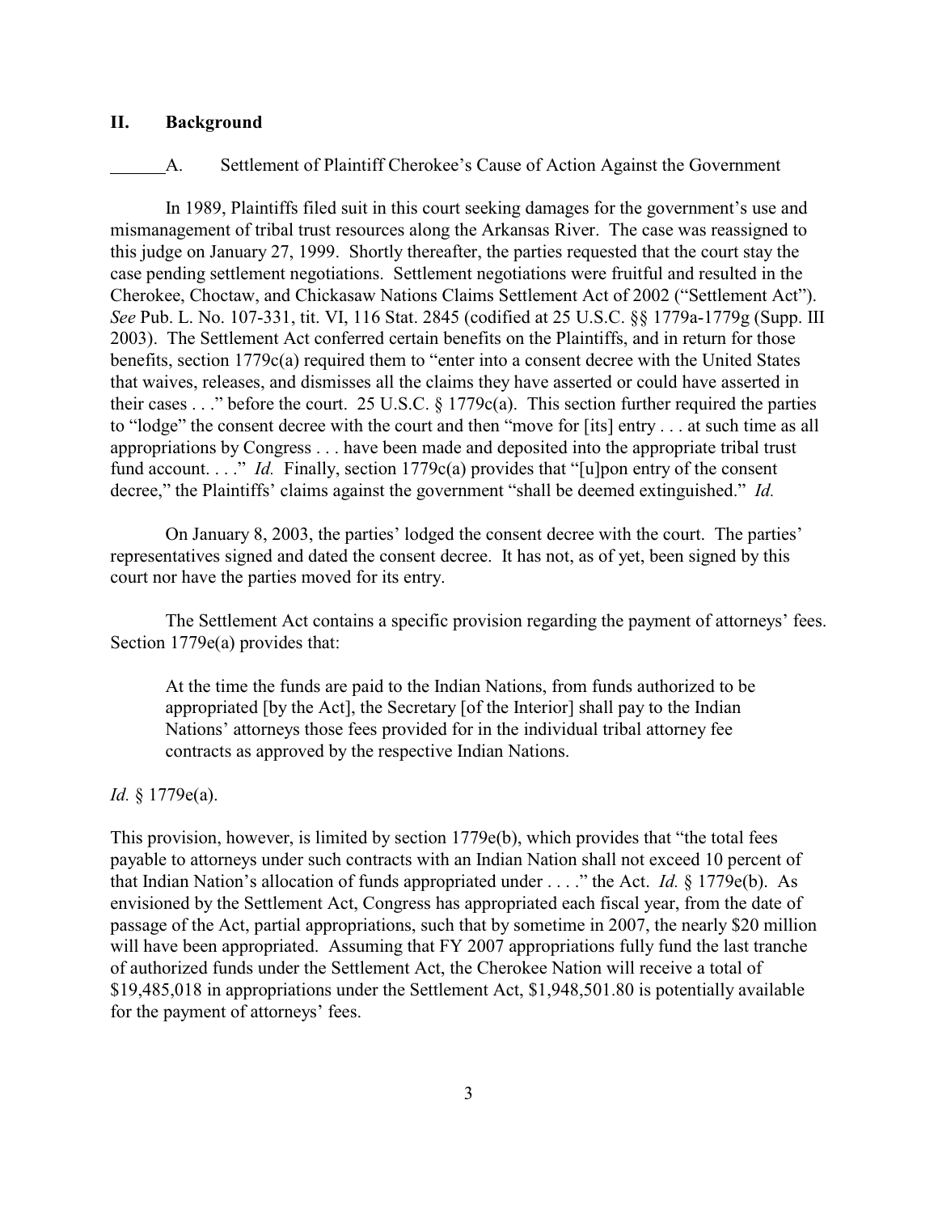## II. Background

### A. Settlement of Plaintiff Cherokee's Cause of Action Against the Government

In 1989, Plaintiffs filed suit in this court seeking damages for the government's use and mismanagement of tribal trust resources along the Arkansas River. The case was reassigned to this judge on January 27, 1999. Shortly thereafter, the parties requested that the court stay the case pending settlement negotiations. Settlement negotiations were fruitful and resulted in the Cherokee, Choctaw, and Chickasaw Nations Claims Settlement Act of 2002 ("Settlement Act"). *See* Pub. L. No. 107-331, tit. VI, 116 Stat. 2845 (codified at 25 U.S.C. §§ 1779a-1779g (Supp. III 2003). The Settlement Act conferred certain benefits on the Plaintiffs, and in return for those benefits, section 1779c(a) required them to "enter into a consent decree with the United States that waives, releases, and dismisses all the claims they have asserted or could have asserted in their cases . . ." before the court. 25 U.S.C. § 1779c(a). This section further required the parties to "lodge" the consent decree with the court and then "move for [its] entry . . . at such time as all appropriations by Congress . . . have been made and deposited into the appropriate tribal trust fund account. . . ." *Id.* Finally, section 1779c(a) provides that "[u]pon entry of the consent decree," the Plaintiffs' claims against the government "shall be deemed extinguished." *Id.*

On January 8, 2003, the parties' lodged the consent decree with the court. The parties' representatives signed and dated the consent decree. It has not, as of yet, been signed by this court nor have the parties moved for its entry.

The Settlement Act contains a specific provision regarding the payment of attorneys' fees. Section 1779e(a) provides that:

> At the time the funds are paid to the Indian Nations, from funds authorized to be appropriated [by the Act], the Secretary [of the Interior] shall pay to the Indian Nations' attorneys those fees provided for in the individual tribal attorney fee contracts as approved by the respective Indian Nations.

*Id.* § 1779e(a).

This provision, however, is limited by section 1779e(b), which provides that "the total fees payable to attorneys under such contracts with an Indian Nation shall not exceed 10 percent of that Indian Nation's allocation of funds appropriated under . . . ." the Act. *Id.* § 1779e(b). As envisioned by the Settlement Act, Congress has appropriated each fiscal year, from the date of passage of the Act, partial appropriations, such that by sometime in 2007, the nearly $20 million will have been appropriated. Assuming that FY 2007 appropriations fully fund the last tranche of authorized funds under the Settlement Act, the Cherokee Nation will receive a total of $19,485,018 in appropriations under the Settlement Act, $1,948,501.80 is potentially available for the payment of attorneys' fees.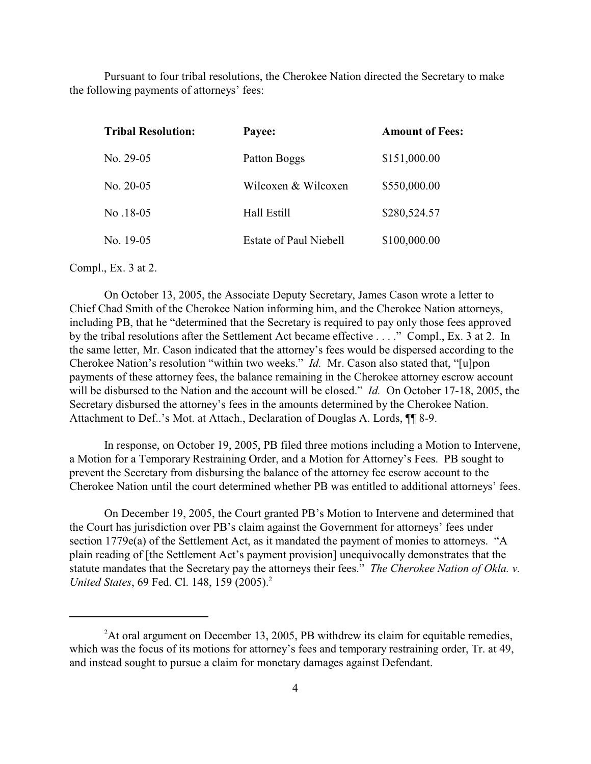Pursuant to four tribal resolutions, the Cherokee Nation directed the Secretary to make the following payments of attorneys' fees:

| **Tribal Resolution:** | **Payee:** | **Amount of Fees:** |
|---|---|---|
| No. 29-05 | Patton Boggs | $151,000.00 |
| No. 20-05 | Wilcoxen & Wilcoxen | $550,000.00 |
| No .18-05 | Hall Estill | $280,524.57 |
| No. 19-05 | Estate of Paul Niebell | $100,000.00 |

Compl., Ex. 3 at 2.

On October 13, 2005, the Associate Deputy Secretary, James Cason wrote a letter to Chief Chad Smith of the Cherokee Nation informing him, and the Cherokee Nation attorneys, including PB, that he "determined that the Secretary is required to pay only those fees approved by the tribal resolutions after the Settlement Act became effective . . . ." Compl., Ex. 3 at 2. In the same letter, Mr. Cason indicated that the attorney's fees would be dispersed according to the Cherokee Nation's resolution "within two weeks." *Id.* Mr. Cason also stated that, "[u]pon payments of these attorney fees, the balance remaining in the Cherokee attorney escrow account will be disbursed to the Nation and the account will be closed." *Id.* On October 17-18, 2005, the Secretary disbursed the attorney's fees in the amounts determined by the Cherokee Nation. Attachment to Def..'s Mot. at Attach., Declaration of Douglas A. Lords, ¶¶ 8-9.

In response, on October 19, 2005, PB filed three motions including a Motion to Intervene, a Motion for a Temporary Restraining Order, and a Motion for Attorney's Fees. PB sought to prevent the Secretary from disbursing the balance of the attorney fee escrow account to the Cherokee Nation until the court determined whether PB was entitled to additional attorneys' fees.

On December 19, 2005, the Court granted PB's Motion to Intervene and determined that the Court has jurisdiction over PB's claim against the Government for attorneys' fees under section 1779e(a) of the Settlement Act, as it mandated the payment of monies to attorneys. "A plain reading of [the Settlement Act's payment provision] unequivocally demonstrates that the statute mandates that the Secretary pay the attorneys their fees." *The Cherokee Nation of Okla. v. United States*, 69 Fed. Cl. 148, 159 (2005).[2]

[2]At oral argument on December 13, 2005, PB withdrew its claim for equitable remedies, which was the focus of its motions for attorney's fees and temporary restraining order, Tr. at 49, and instead sought to pursue a claim for monetary damages against Defendant.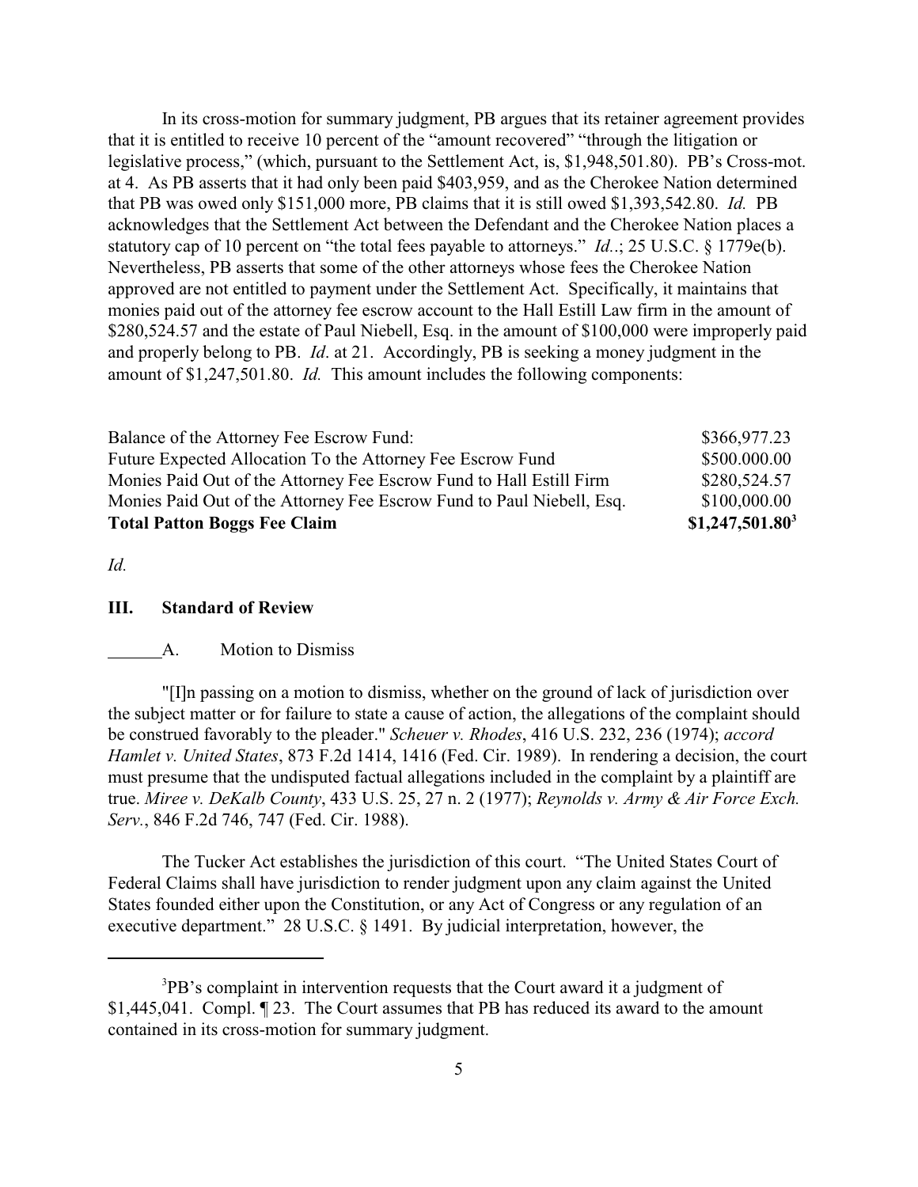In its cross-motion for summary judgment, PB argues that its retainer agreement provides that it is entitled to receive 10 percent of the "amount recovered" "through the litigation or legislative process," (which, pursuant to the Settlement Act, is, $1,948,501.80). PB's Cross-mot. at 4. As PB asserts that it had only been paid $403,959, and as the Cherokee Nation determined that PB was owed only $151,000 more, PB claims that it is still owed $1,393,542.80. *Id.* PB acknowledges that the Settlement Act between the Defendant and the Cherokee Nation places a statutory cap of 10 percent on "the total fees payable to attorneys." *Id.*.; 25 U.S.C. § 1779e(b). Nevertheless, PB asserts that some of the other attorneys whose fees the Cherokee Nation approved are not entitled to payment under the Settlement Act. Specifically, it maintains that monies paid out of the attorney fee escrow account to the Hall Estill Law firm in the amount of $280,524.57 and the estate of Paul Niebell, Esq. in the amount of $100,000 were improperly paid and properly belong to PB. *Id*. at 21. Accordingly, PB is seeking a money judgment in the amount of $1,247,501.80. *Id.* This amount includes the following components:

| | |
|---|---|
| Balance of the Attorney Fee Escrow Fund: | $366,977.23 |
| Future Expected Allocation To the Attorney Fee Escrow Fund | $500.000.00 |
| Monies Paid Out of the Attorney Fee Escrow Fund to Hall Estill Firm | $280,524.57 |
| Monies Paid Out of the Attorney Fee Escrow Fund to Paul Niebell, Esq. | $100,000.00 |
| **Total Patton Boggs Fee Claim** | **$1,247,501.80**[3] |

*Id.*

## III. Standard of Review

### A. Motion to Dismiss

"[I]n passing on a motion to dismiss, whether on the ground of lack of jurisdiction over the subject matter or for failure to state a cause of action, the allegations of the complaint should be construed favorably to the pleader." *Scheuer v. Rhodes*, 416 U.S. 232, 236 (1974); *accord Hamlet v. United States*, 873 F.2d 1414, 1416 (Fed. Cir. 1989). In rendering a decision, the court must presume that the undisputed factual allegations included in the complaint by a plaintiff are true. *Miree v. DeKalb County*, 433 U.S. 25, 27 n. 2 (1977); *Reynolds v. Army & Air Force Exch. Serv.*, 846 F.2d 746, 747 (Fed. Cir. 1988).

The Tucker Act establishes the jurisdiction of this court. "The United States Court of Federal Claims shall have jurisdiction to render judgment upon any claim against the United States founded either upon the Constitution, or any Act of Congress or any regulation of an executive department." 28 U.S.C. § 1491. By judicial interpretation, however, the

---

[3] PB's complaint in intervention requests that the Court award it a judgment of $1,445,041. Compl. ¶ 23. The Court assumes that PB has reduced its award to the amount contained in its cross-motion for summary judgment.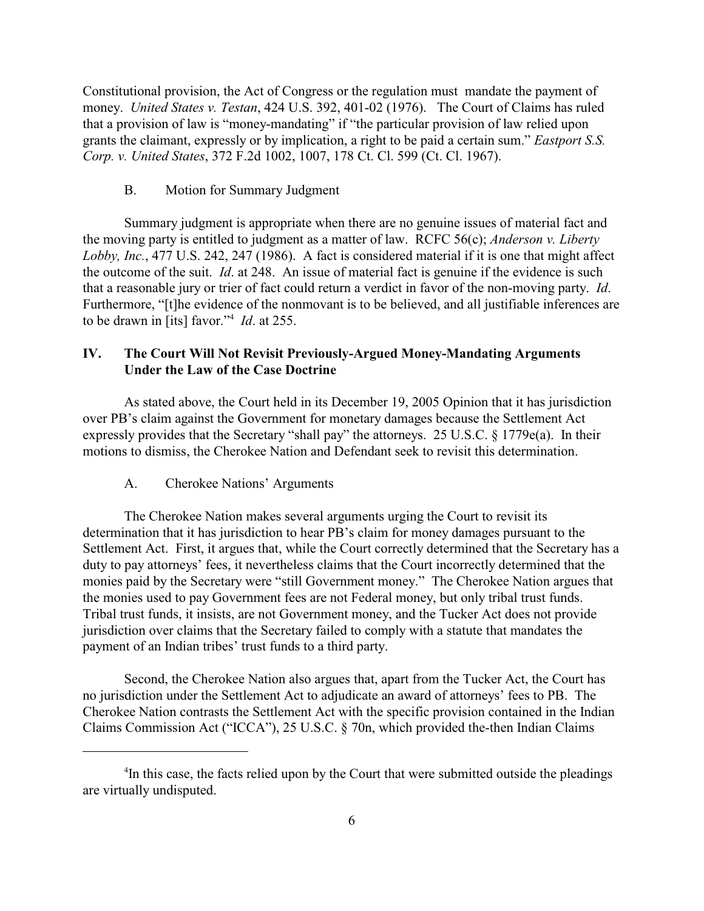Constitutional provision, the Act of Congress or the regulation must mandate the payment of money. *United States v. Testan*, 424 U.S. 392, 401-02 (1976). The Court of Claims has ruled that a provision of law is "money-mandating" if "the particular provision of law relied upon grants the claimant, expressly or by implication, a right to be paid a certain sum." *Eastport S.S. Corp. v. United States*, 372 F.2d 1002, 1007, 178 Ct. Cl. 599 (Ct. Cl. 1967).

### B. Motion for Summary Judgment

Summary judgment is appropriate when there are no genuine issues of material fact and the moving party is entitled to judgment as a matter of law. RCFC 56(c); *Anderson v. Liberty Lobby, Inc.*, 477 U.S. 242, 247 (1986). A fact is considered material if it is one that might affect the outcome of the suit. *Id*. at 248. An issue of material fact is genuine if the evidence is such that a reasonable jury or trier of fact could return a verdict in favor of the non-moving party. *Id*. Furthermore, "[t]he evidence of the nonmovant is to be believed, and all justifiable inferences are to be drawn in [its] favor."[4] *Id*. at 255.

## IV. The Court Will Not Revisit Previously-Argued Money-Mandating Arguments Under the Law of the Case Doctrine

As stated above, the Court held in its December 19, 2005 Opinion that it has jurisdiction over PB's claim against the Government for monetary damages because the Settlement Act expressly provides that the Secretary "shall pay" the attorneys. 25 U.S.C. § 1779e(a). In their motions to dismiss, the Cherokee Nation and Defendant seek to revisit this determination.

### A. Cherokee Nations' Arguments

The Cherokee Nation makes several arguments urging the Court to revisit its determination that it has jurisdiction to hear PB's claim for money damages pursuant to the Settlement Act. First, it argues that, while the Court correctly determined that the Secretary has a duty to pay attorneys' fees, it nevertheless claims that the Court incorrectly determined that the monies paid by the Secretary were "still Government money." The Cherokee Nation argues that the monies used to pay Government fees are not Federal money, but only tribal trust funds. Tribal trust funds, it insists, are not Government money, and the Tucker Act does not provide jurisdiction over claims that the Secretary failed to comply with a statute that mandates the payment of an Indian tribes' trust funds to a third party.

Second, the Cherokee Nation also argues that, apart from the Tucker Act, the Court has no jurisdiction under the Settlement Act to adjudicate an award of attorneys' fees to PB. The Cherokee Nation contrasts the Settlement Act with the specific provision contained in the Indian Claims Commission Act ("ICCA"), 25 U.S.C. § 70n, which provided the-then Indian Claims

---

[4] In this case, the facts relied upon by the Court that were submitted outside the pleadings are virtually undisputed.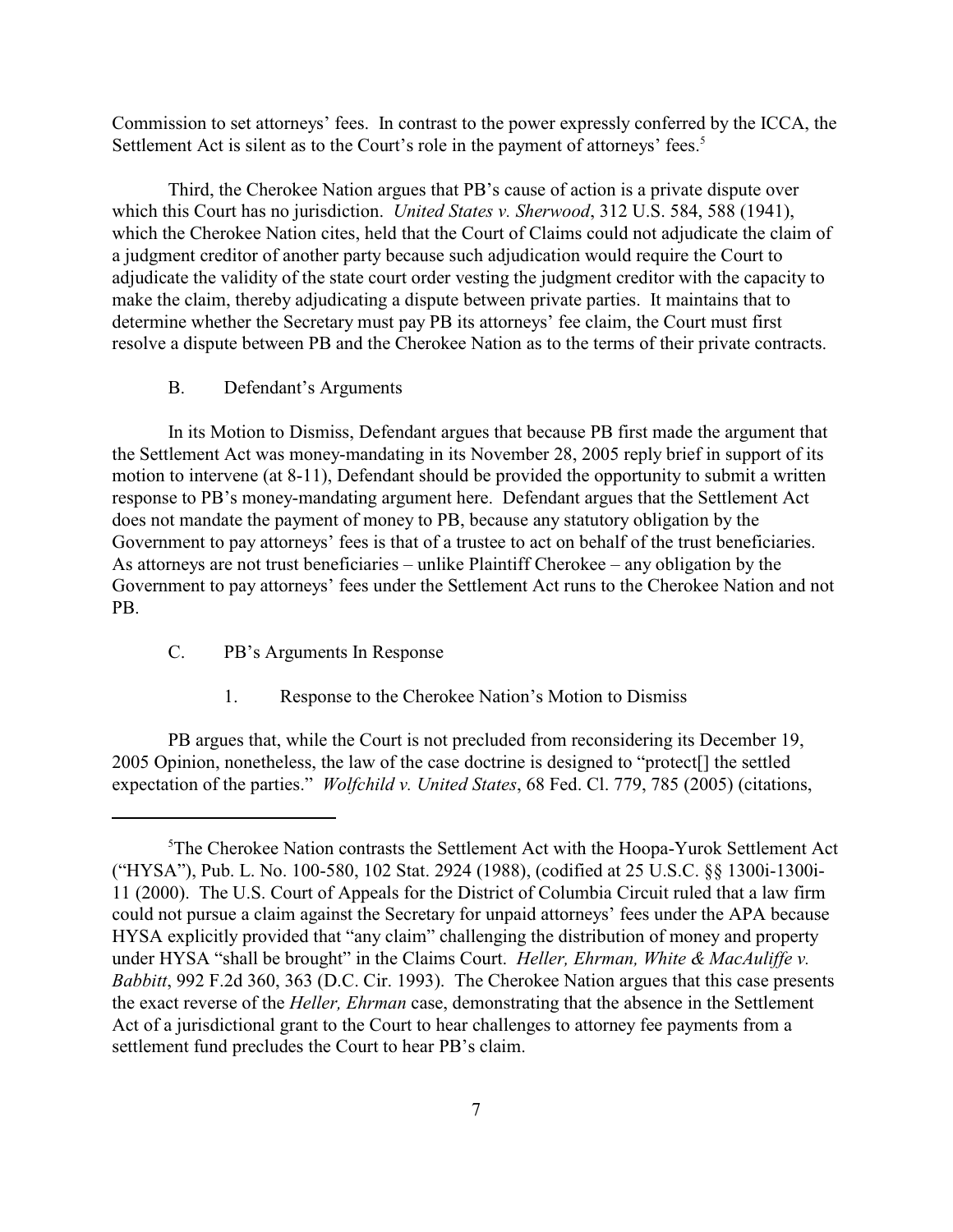Commission to set attorneys' fees. In contrast to the power expressly conferred by the ICCA, the Settlement Act is silent as to the Court's role in the payment of attorneys' fees.[5]

Third, the Cherokee Nation argues that PB's cause of action is a private dispute over which this Court has no jurisdiction. *United States v. Sherwood*, 312 U.S. 584, 588 (1941), which the Cherokee Nation cites, held that the Court of Claims could not adjudicate the claim of a judgment creditor of another party because such adjudication would require the Court to adjudicate the validity of the state court order vesting the judgment creditor with the capacity to make the claim, thereby adjudicating a dispute between private parties. It maintains that to determine whether the Secretary must pay PB its attorneys' fee claim, the Court must first resolve a dispute between PB and the Cherokee Nation as to the terms of their private contracts.

### B. Defendant's Arguments

In its Motion to Dismiss, Defendant argues that because PB first made the argument that the Settlement Act was money-mandating in its November 28, 2005 reply brief in support of its motion to intervene (at 8-11), Defendant should be provided the opportunity to submit a written response to PB's money-mandating argument here. Defendant argues that the Settlement Act does not mandate the payment of money to PB, because any statutory obligation by the Government to pay attorneys' fees is that of a trustee to act on behalf of the trust beneficiaries. As attorneys are not trust beneficiaries – unlike Plaintiff Cherokee – any obligation by the Government to pay attorneys' fees under the Settlement Act runs to the Cherokee Nation and not PB.

### C. PB's Arguments In Response

#### 1. Response to the Cherokee Nation's Motion to Dismiss

PB argues that, while the Court is not precluded from reconsidering its December 19, 2005 Opinion, nonetheless, the law of the case doctrine is designed to "protect[] the settled expectation of the parties." *Wolfchild v. United States*, 68 Fed. Cl. 779, 785 (2005) (citations,

---

[5] The Cherokee Nation contrasts the Settlement Act with the Hoopa-Yurok Settlement Act ("HYSA"), Pub. L. No. 100-580, 102 Stat. 2924 (1988), (codified at 25 U.S.C. §§ 1300i-1300i-11 (2000). The U.S. Court of Appeals for the District of Columbia Circuit ruled that a law firm could not pursue a claim against the Secretary for unpaid attorneys' fees under the APA because HYSA explicitly provided that "any claim" challenging the distribution of money and property under HYSA "shall be brought" in the Claims Court. *Heller, Ehrman, White & MacAuliffe v. Babbitt*, 992 F.2d 360, 363 (D.C. Cir. 1993). The Cherokee Nation argues that this case presents the exact reverse of the *Heller, Ehrman* case, demonstrating that the absence in the Settlement Act of a jurisdictional grant to the Court to hear challenges to attorney fee payments from a settlement fund precludes the Court to hear PB's claim.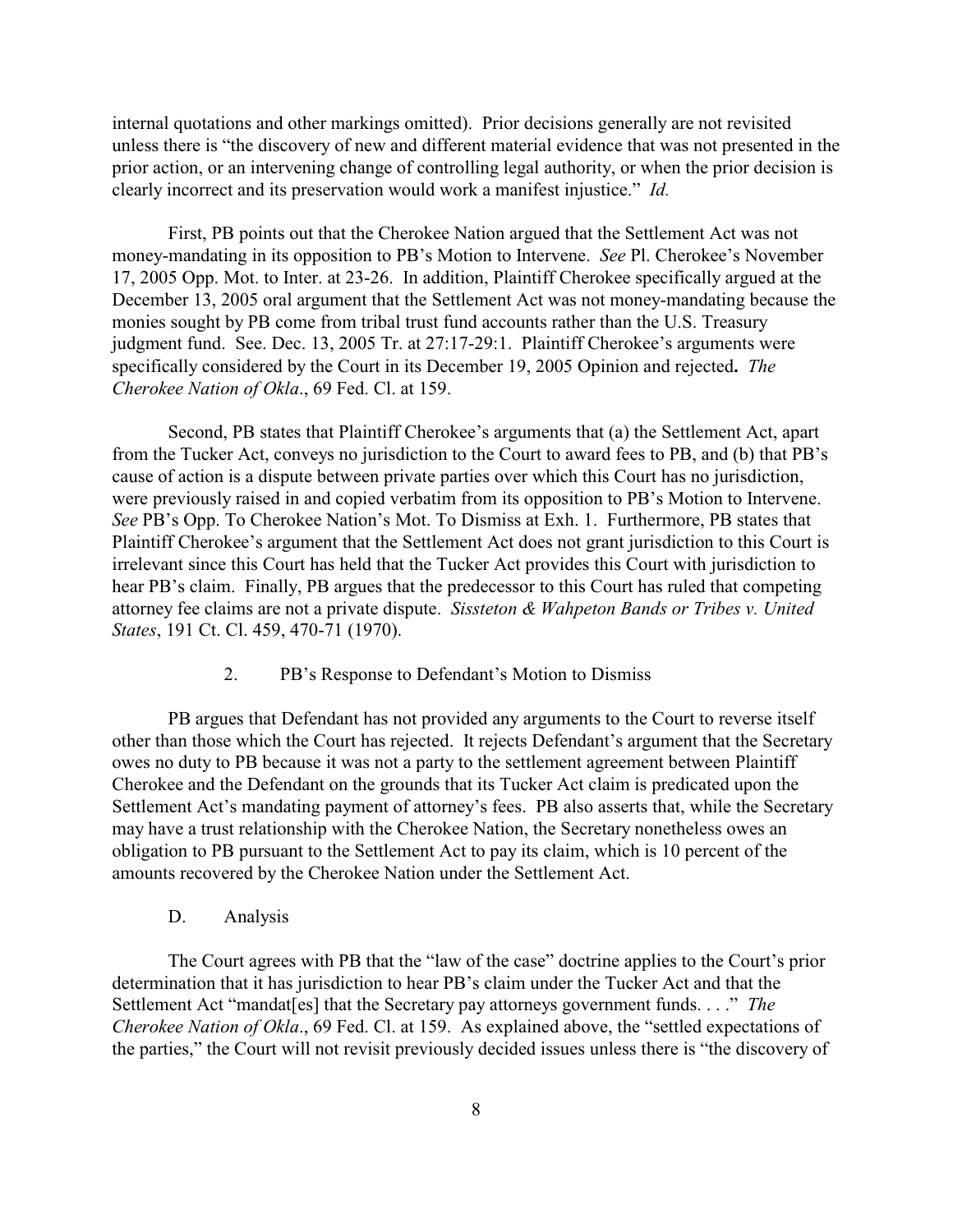internal quotations and other markings omitted). Prior decisions generally are not revisited unless there is "the discovery of new and different material evidence that was not presented in the prior action, or an intervening change of controlling legal authority, or when the prior decision is clearly incorrect and its preservation would work a manifest injustice." *Id.*

First, PB points out that the Cherokee Nation argued that the Settlement Act was not money-mandating in its opposition to PB's Motion to Intervene. *See* Pl. Cherokee's November 17, 2005 Opp. Mot. to Inter. at 23-26. In addition, Plaintiff Cherokee specifically argued at the December 13, 2005 oral argument that the Settlement Act was not money-mandating because the monies sought by PB come from tribal trust fund accounts rather than the U.S. Treasury judgment fund. See. Dec. 13, 2005 Tr. at 27:17-29:1. Plaintiff Cherokee's arguments were specifically considered by the Court in its December 19, 2005 Opinion and rejected**.** *The Cherokee Nation of Okla*., 69 Fed. Cl. at 159.

Second, PB states that Plaintiff Cherokee's arguments that (a) the Settlement Act, apart from the Tucker Act, conveys no jurisdiction to the Court to award fees to PB, and (b) that PB's cause of action is a dispute between private parties over which this Court has no jurisdiction, were previously raised in and copied verbatim from its opposition to PB's Motion to Intervene. *See* PB's Opp. To Cherokee Nation's Mot. To Dismiss at Exh. 1. Furthermore, PB states that Plaintiff Cherokee's argument that the Settlement Act does not grant jurisdiction to this Court is irrelevant since this Court has held that the Tucker Act provides this Court with jurisdiction to hear PB's claim. Finally, PB argues that the predecessor to this Court has ruled that competing attorney fee claims are not a private dispute. *Sissteton & Wahpeton Bands or Tribes v. United States*, 191 Ct. Cl. 459, 470-71 (1970).

### 2. PB's Response to Defendant's Motion to Dismiss

PB argues that Defendant has not provided any arguments to the Court to reverse itself other than those which the Court has rejected. It rejects Defendant's argument that the Secretary owes no duty to PB because it was not a party to the settlement agreement between Plaintiff Cherokee and the Defendant on the grounds that its Tucker Act claim is predicated upon the Settlement Act's mandating payment of attorney's fees. PB also asserts that, while the Secretary may have a trust relationship with the Cherokee Nation, the Secretary nonetheless owes an obligation to PB pursuant to the Settlement Act to pay its claim, which is 10 percent of the amounts recovered by the Cherokee Nation under the Settlement Act.

## D. Analysis

The Court agrees with PB that the "law of the case" doctrine applies to the Court's prior determination that it has jurisdiction to hear PB's claim under the Tucker Act and that the Settlement Act "mandat[es] that the Secretary pay attorneys government funds. . . ." *The Cherokee Nation of Okla*., 69 Fed. Cl. at 159. As explained above, the "settled expectations of the parties," the Court will not revisit previously decided issues unless there is "the discovery of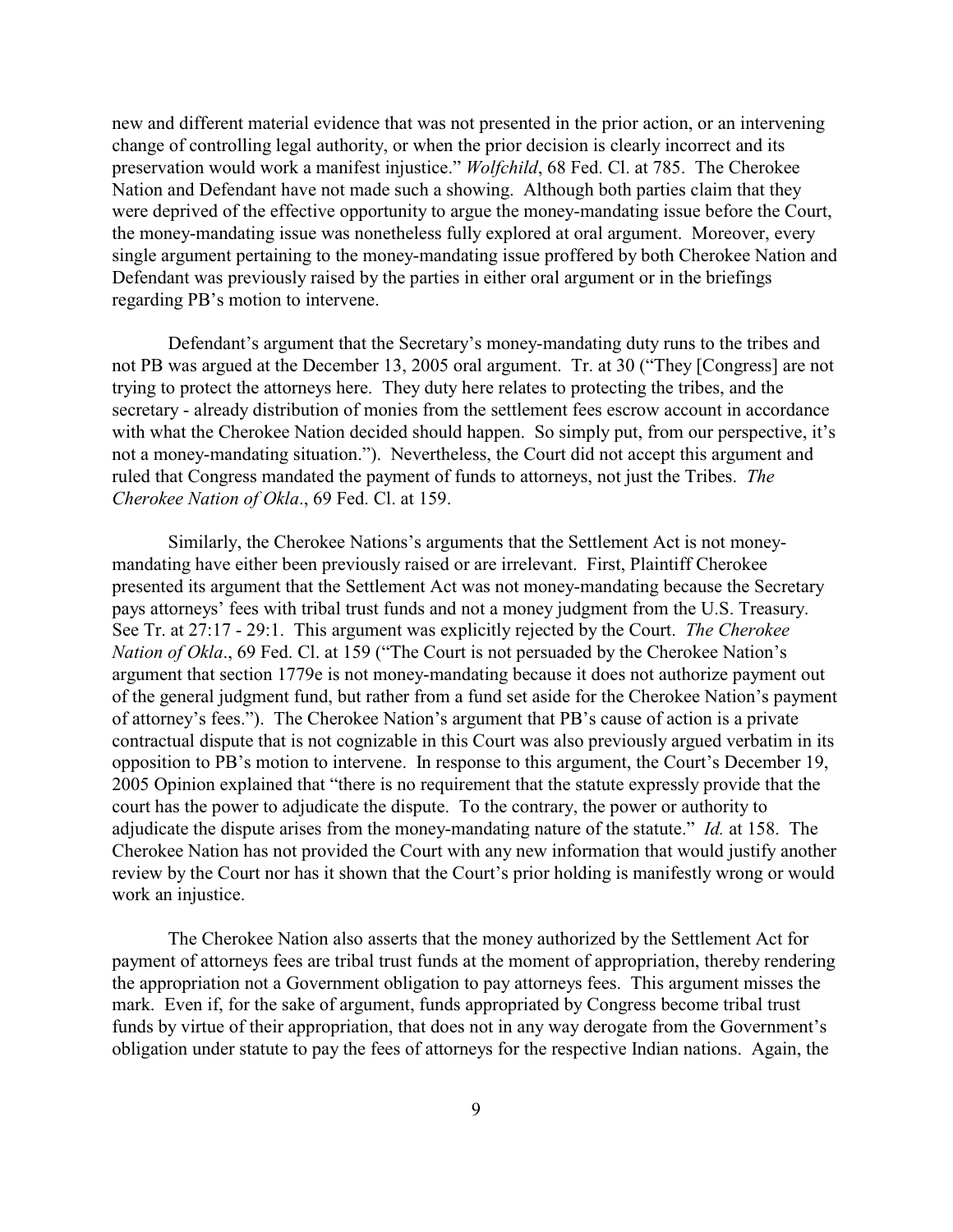new and different material evidence that was not presented in the prior action, or an intervening change of controlling legal authority, or when the prior decision is clearly incorrect and its preservation would work a manifest injustice." *Wolfchild*, 68 Fed. Cl. at 785. The Cherokee Nation and Defendant have not made such a showing. Although both parties claim that they were deprived of the effective opportunity to argue the money-mandating issue before the Court, the money-mandating issue was nonetheless fully explored at oral argument. Moreover, every single argument pertaining to the money-mandating issue proffered by both Cherokee Nation and Defendant was previously raised by the parties in either oral argument or in the briefings regarding PB's motion to intervene.

Defendant's argument that the Secretary's money-mandating duty runs to the tribes and not PB was argued at the December 13, 2005 oral argument. Tr. at 30 ("They [Congress] are not trying to protect the attorneys here. They duty here relates to protecting the tribes, and the secretary - already distribution of monies from the settlement fees escrow account in accordance with what the Cherokee Nation decided should happen. So simply put, from our perspective, it's not a money-mandating situation."). Nevertheless, the Court did not accept this argument and ruled that Congress mandated the payment of funds to attorneys, not just the Tribes. *The Cherokee Nation of Okla*., 69 Fed. Cl. at 159.

Similarly, the Cherokee Nations's arguments that the Settlement Act is not money-mandating have either been previously raised or are irrelevant. First, Plaintiff Cherokee presented its argument that the Settlement Act was not money-mandating because the Secretary pays attorneys' fees with tribal trust funds and not a money judgment from the U.S. Treasury. See Tr. at 27:17 - 29:1. This argument was explicitly rejected by the Court. *The Cherokee Nation of Okla*., 69 Fed. Cl. at 159 ("The Court is not persuaded by the Cherokee Nation's argument that section 1779e is not money-mandating because it does not authorize payment out of the general judgment fund, but rather from a fund set aside for the Cherokee Nation's payment of attorney's fees."). The Cherokee Nation's argument that PB's cause of action is a private contractual dispute that is not cognizable in this Court was also previously argued verbatim in its opposition to PB's motion to intervene. In response to this argument, the Court's December 19, 2005 Opinion explained that "there is no requirement that the statute expressly provide that the court has the power to adjudicate the dispute. To the contrary, the power or authority to adjudicate the dispute arises from the money-mandating nature of the statute." *Id.* at 158. The Cherokee Nation has not provided the Court with any new information that would justify another review by the Court nor has it shown that the Court's prior holding is manifestly wrong or would work an injustice.

The Cherokee Nation also asserts that the money authorized by the Settlement Act for payment of attorneys fees are tribal trust funds at the moment of appropriation, thereby rendering the appropriation not a Government obligation to pay attorneys fees. This argument misses the mark. Even if, for the sake of argument, funds appropriated by Congress become tribal trust funds by virtue of their appropriation, that does not in any way derogate from the Government's obligation under statute to pay the fees of attorneys for the respective Indian nations. Again, the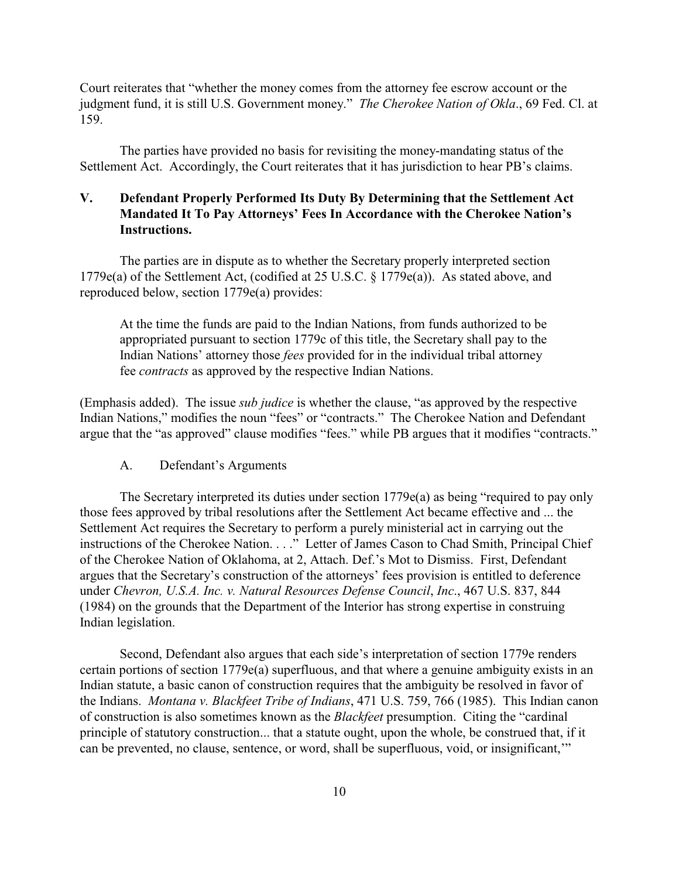Court reiterates that "whether the money comes from the attorney fee escrow account or the judgment fund, it is still U.S. Government money." *The Cherokee Nation of Okla*., 69 Fed. Cl. at 159.

The parties have provided no basis for revisiting the money-mandating status of the Settlement Act. Accordingly, the Court reiterates that it has jurisdiction to hear PB's claims.

## V. Defendant Properly Performed Its Duty By Determining that the Settlement Act Mandated It To Pay Attorneys' Fees In Accordance with the Cherokee Nation's Instructions.

The parties are in dispute as to whether the Secretary properly interpreted section 1779e(a) of the Settlement Act, (codified at 25 U.S.C. § 1779e(a)). As stated above, and reproduced below, section 1779e(a) provides:

> At the time the funds are paid to the Indian Nations, from funds authorized to be appropriated pursuant to section 1779c of this title, the Secretary shall pay to the Indian Nations' attorney those *fees* provided for in the individual tribal attorney fee *contracts* as approved by the respective Indian Nations.

(Emphasis added). The issue *sub judice* is whether the clause, "as approved by the respective Indian Nations," modifies the noun "fees" or "contracts." The Cherokee Nation and Defendant argue that the "as approved" clause modifies "fees." while PB argues that it modifies "contracts."

### A. Defendant's Arguments

The Secretary interpreted its duties under section 1779e(a) as being "required to pay only those fees approved by tribal resolutions after the Settlement Act became effective and ... the Settlement Act requires the Secretary to perform a purely ministerial act in carrying out the instructions of the Cherokee Nation. . . ." Letter of James Cason to Chad Smith, Principal Chief of the Cherokee Nation of Oklahoma, at 2, Attach. Def.'s Mot to Dismiss. First, Defendant argues that the Secretary's construction of the attorneys' fees provision is entitled to deference under *Chevron, U.S.A. Inc. v. Natural Resources Defense Council*, *Inc*., 467 U.S. 837, 844 (1984) on the grounds that the Department of the Interior has strong expertise in construing Indian legislation.

Second, Defendant also argues that each side's interpretation of section 1779e renders certain portions of section 1779e(a) superfluous, and that where a genuine ambiguity exists in an Indian statute, a basic canon of construction requires that the ambiguity be resolved in favor of the Indians. *Montana v. Blackfeet Tribe of Indians*, 471 U.S. 759, 766 (1985). This Indian canon of construction is also sometimes known as the *Blackfeet* presumption. Citing the "cardinal principle of statutory construction... that a statute ought, upon the whole, be construed that, if it can be prevented, no clause, sentence, or word, shall be superfluous, void, or insignificant,'"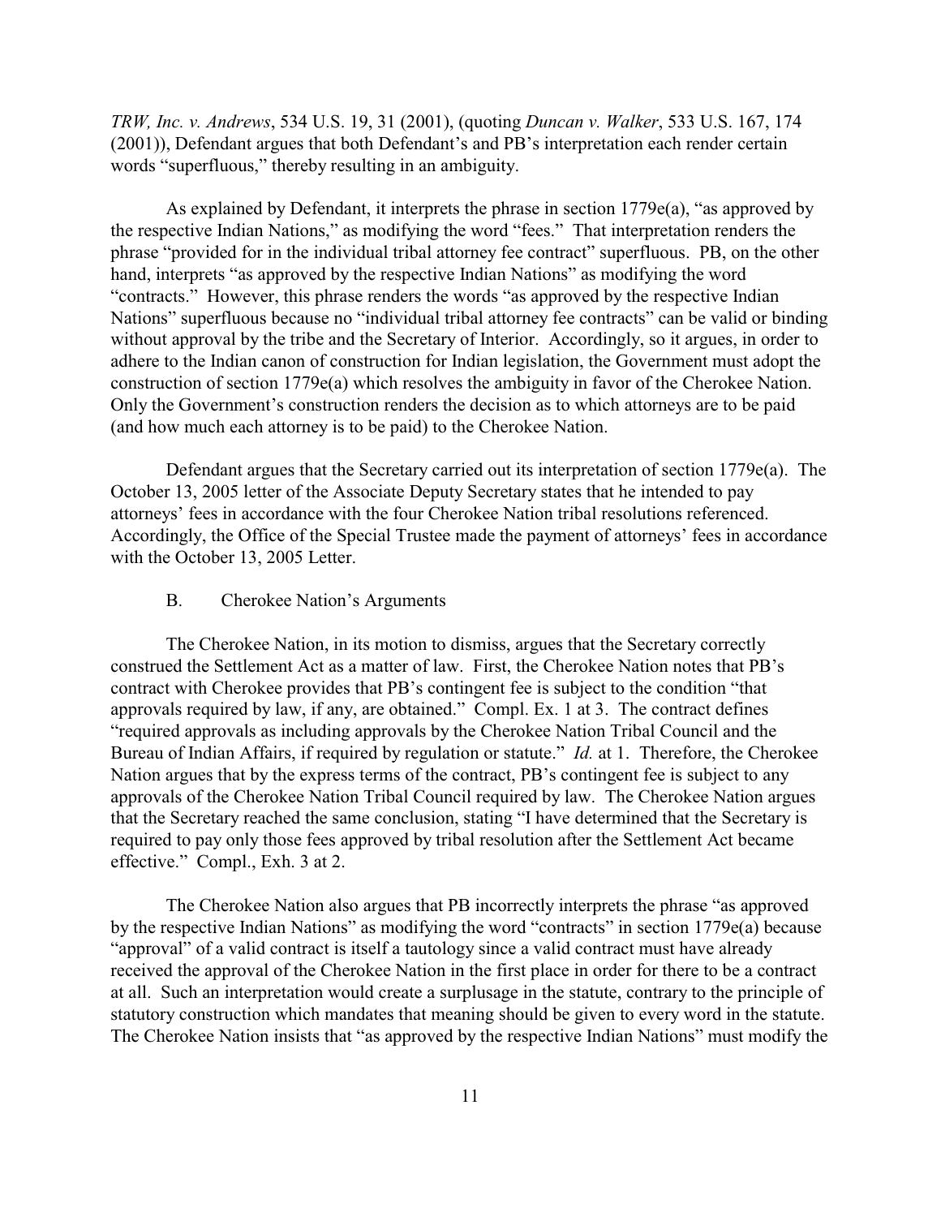*TRW, Inc. v. Andrews*, 534 U.S. 19, 31 (2001), (quoting *Duncan v. Walker*, 533 U.S. 167, 174 (2001)), Defendant argues that both Defendant's and PB's interpretation each render certain words "superfluous," thereby resulting in an ambiguity.

As explained by Defendant, it interprets the phrase in section 1779e(a), "as approved by the respective Indian Nations," as modifying the word "fees." That interpretation renders the phrase "provided for in the individual tribal attorney fee contract" superfluous. PB, on the other hand, interprets "as approved by the respective Indian Nations" as modifying the word "contracts." However, this phrase renders the words "as approved by the respective Indian Nations" superfluous because no "individual tribal attorney fee contracts" can be valid or binding without approval by the tribe and the Secretary of Interior. Accordingly, so it argues, in order to adhere to the Indian canon of construction for Indian legislation, the Government must adopt the construction of section 1779e(a) which resolves the ambiguity in favor of the Cherokee Nation. Only the Government's construction renders the decision as to which attorneys are to be paid (and how much each attorney is to be paid) to the Cherokee Nation.

Defendant argues that the Secretary carried out its interpretation of section 1779e(a). The October 13, 2005 letter of the Associate Deputy Secretary states that he intended to pay attorneys' fees in accordance with the four Cherokee Nation tribal resolutions referenced. Accordingly, the Office of the Special Trustee made the payment of attorneys' fees in accordance with the October 13, 2005 Letter.

### B. Cherokee Nation's Arguments

The Cherokee Nation, in its motion to dismiss, argues that the Secretary correctly construed the Settlement Act as a matter of law. First, the Cherokee Nation notes that PB's contract with Cherokee provides that PB's contingent fee is subject to the condition "that approvals required by law, if any, are obtained." Compl. Ex. 1 at 3. The contract defines "required approvals as including approvals by the Cherokee Nation Tribal Council and the Bureau of Indian Affairs, if required by regulation or statute." *Id.* at 1. Therefore, the Cherokee Nation argues that by the express terms of the contract, PB's contingent fee is subject to any approvals of the Cherokee Nation Tribal Council required by law. The Cherokee Nation argues that the Secretary reached the same conclusion, stating "I have determined that the Secretary is required to pay only those fees approved by tribal resolution after the Settlement Act became effective." Compl., Exh. 3 at 2.

The Cherokee Nation also argues that PB incorrectly interprets the phrase "as approved by the respective Indian Nations" as modifying the word "contracts" in section 1779e(a) because "approval" of a valid contract is itself a tautology since a valid contract must have already received the approval of the Cherokee Nation in the first place in order for there to be a contract at all. Such an interpretation would create a surplusage in the statute, contrary to the principle of statutory construction which mandates that meaning should be given to every word in the statute. The Cherokee Nation insists that "as approved by the respective Indian Nations" must modify the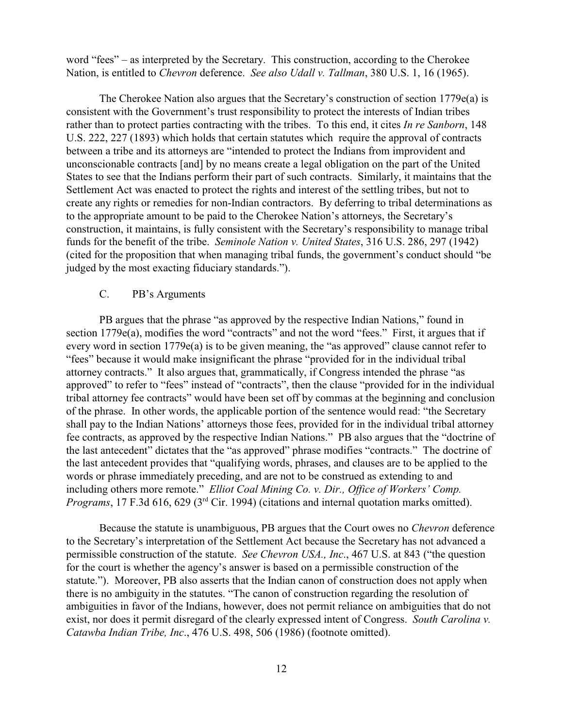word "fees" – as interpreted by the Secretary. This construction, according to the Cherokee Nation, is entitled to *Chevron* deference. *See also Udall v. Tallman*, 380 U.S. 1, 16 (1965).

The Cherokee Nation also argues that the Secretary's construction of section 1779e(a) is consistent with the Government's trust responsibility to protect the interests of Indian tribes rather than to protect parties contracting with the tribes. To this end, it cites *In re Sanborn*, 148 U.S. 222, 227 (1893) which holds that certain statutes which require the approval of contracts between a tribe and its attorneys are "intended to protect the Indians from improvident and unconscionable contracts [and] by no means create a legal obligation on the part of the United States to see that the Indians perform their part of such contracts. Similarly, it maintains that the Settlement Act was enacted to protect the rights and interest of the settling tribes, but not to create any rights or remedies for non-Indian contractors. By deferring to tribal determinations as to the appropriate amount to be paid to the Cherokee Nation's attorneys, the Secretary's construction, it maintains, is fully consistent with the Secretary's responsibility to manage tribal funds for the benefit of the tribe. *Seminole Nation v. United States*, 316 U.S. 286, 297 (1942) (cited for the proposition that when managing tribal funds, the government's conduct should "be judged by the most exacting fiduciary standards.").

### C. PB's Arguments

PB argues that the phrase "as approved by the respective Indian Nations," found in section 1779e(a), modifies the word "contracts" and not the word "fees." First, it argues that if every word in section 1779e(a) is to be given meaning, the "as approved" clause cannot refer to "fees" because it would make insignificant the phrase "provided for in the individual tribal attorney contracts." It also argues that, grammatically, if Congress intended the phrase "as approved" to refer to "fees" instead of "contracts", then the clause "provided for in the individual tribal attorney fee contracts" would have been set off by commas at the beginning and conclusion of the phrase. In other words, the applicable portion of the sentence would read: "the Secretary shall pay to the Indian Nations' attorneys those fees, provided for in the individual tribal attorney fee contracts, as approved by the respective Indian Nations." PB also argues that the "doctrine of the last antecedent" dictates that the "as approved" phrase modifies "contracts." The doctrine of the last antecedent provides that "qualifying words, phrases, and clauses are to be applied to the words or phrase immediately preceding, and are not to be construed as extending to and including others more remote." *Elliot Coal Mining Co. v. Dir., Office of Workers' Comp. Programs*, 17 F.3d 616, 629 (3rd Cir. 1994) (citations and internal quotation marks omitted).

Because the statute is unambiguous, PB argues that the Court owes no *Chevron* deference to the Secretary's interpretation of the Settlement Act because the Secretary has not advanced a permissible construction of the statute. *See Chevron USA., Inc*., 467 U.S. at 843 ("the question for the court is whether the agency's answer is based on a permissible construction of the statute."). Moreover, PB also asserts that the Indian canon of construction does not apply when there is no ambiguity in the statutes. "The canon of construction regarding the resolution of ambiguities in favor of the Indians, however, does not permit reliance on ambiguities that do not exist, nor does it permit disregard of the clearly expressed intent of Congress. *South Carolina v. Catawba Indian Tribe, Inc*., 476 U.S. 498, 506 (1986) (footnote omitted).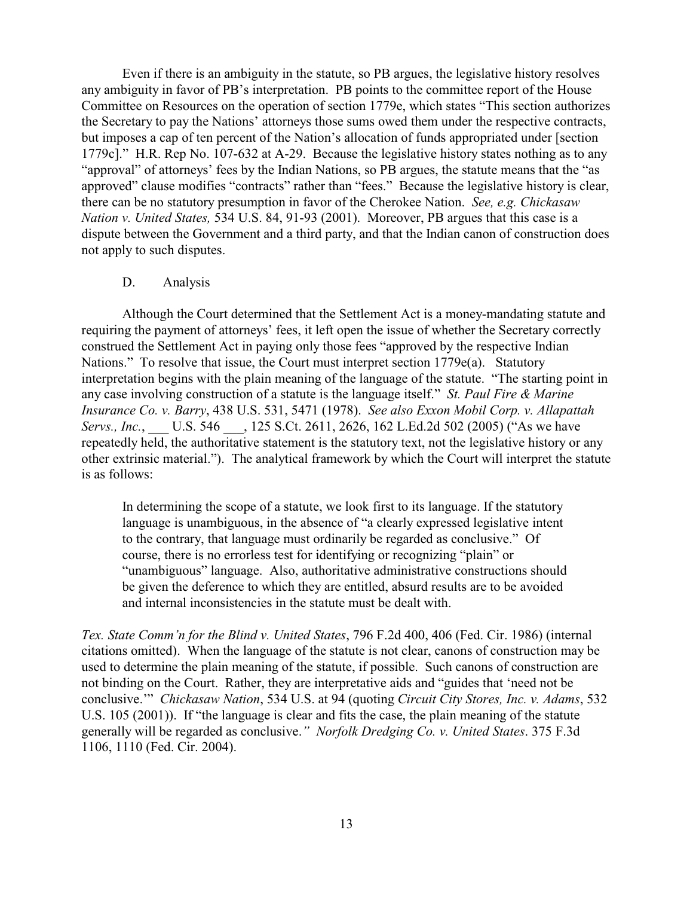Even if there is an ambiguity in the statute, so PB argues, the legislative history resolves any ambiguity in favor of PB's interpretation. PB points to the committee report of the House Committee on Resources on the operation of section 1779e, which states "This section authorizes the Secretary to pay the Nations' attorneys those sums owed them under the respective contracts, but imposes a cap of ten percent of the Nation's allocation of funds appropriated under [section 1779c]." H.R. Rep No. 107-632 at A-29. Because the legislative history states nothing as to any "approval" of attorneys' fees by the Indian Nations, so PB argues, the statute means that the "as approved" clause modifies "contracts" rather than "fees." Because the legislative history is clear, there can be no statutory presumption in favor of the Cherokee Nation. *See, e.g. Chickasaw Nation v. United States,* 534 U.S. 84, 91-93 (2001). Moreover, PB argues that this case is a dispute between the Government and a third party, and that the Indian canon of construction does not apply to such disputes.

D. Analysis

Although the Court determined that the Settlement Act is a money-mandating statute and requiring the payment of attorneys' fees, it left open the issue of whether the Secretary correctly construed the Settlement Act in paying only those fees "approved by the respective Indian Nations." To resolve that issue, the Court must interpret section 1779e(a). Statutory interpretation begins with the plain meaning of the language of the statute. "The starting point in any case involving construction of a statute is the language itself." *St. Paul Fire & Marine Insurance Co. v. Barry*, 438 U.S. 531, 5471 (1978). *See also Exxon Mobil Corp. v. Allapattah Servs., Inc.*, ___ U.S. 546 ___, 125 S.Ct. 2611, 2626, 162 L.Ed.2d 502 (2005) ("As we have repeatedly held, the authoritative statement is the statutory text, not the legislative history or any other extrinsic material."). The analytical framework by which the Court will interpret the statute is as follows:

> In determining the scope of a statute, we look first to its language. If the statutory language is unambiguous, in the absence of "a clearly expressed legislative intent to the contrary, that language must ordinarily be regarded as conclusive." Of course, there is no errorless test for identifying or recognizing "plain" or "unambiguous" language. Also, authoritative administrative constructions should be given the deference to which they are entitled, absurd results are to be avoided and internal inconsistencies in the statute must be dealt with.

*Tex. State Comm'n for the Blind v. United States*, 796 F.2d 400, 406 (Fed. Cir. 1986) (internal citations omitted). When the language of the statute is not clear, canons of construction may be used to determine the plain meaning of the statute, if possible. Such canons of construction are not binding on the Court. Rather, they are interpretative aids and "guides that 'need not be conclusive.'" *Chickasaw Nation*, 534 U.S. at 94 (quoting *Circuit City Stores, Inc. v. Adams*, 532 U.S. 105 (2001)). If "the language is clear and fits the case, the plain meaning of the statute generally will be regarded as conclusive." *Norfolk Dredging Co. v. United States*. 375 F.3d 1106, 1110 (Fed. Cir. 2004).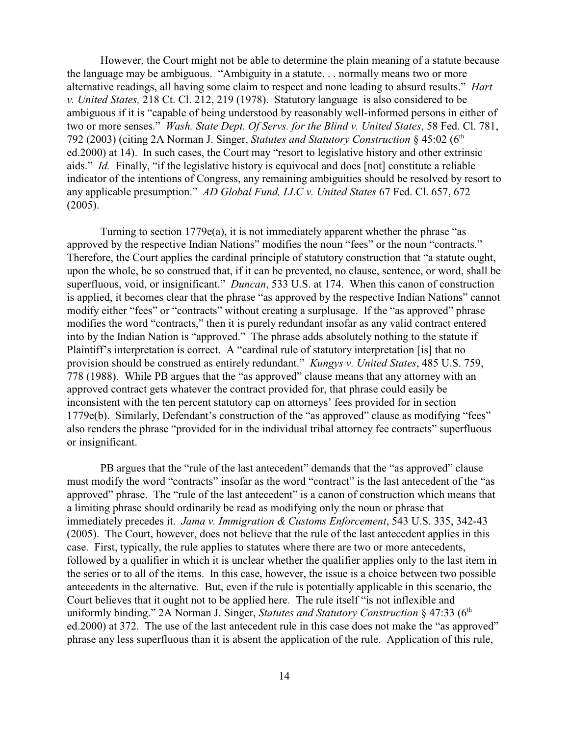However, the Court might not be able to determine the plain meaning of a statute because the language may be ambiguous. "Ambiguity in a statute. . . normally means two or more alternative readings, all having some claim to respect and none leading to absurd results." *Hart v. United States,* 218 Ct. Cl. 212, 219 (1978). Statutory language is also considered to be ambiguous if it is "capable of being understood by reasonably well-informed persons in either of two or more senses." *Wash. State Dept. Of Servs. for the Blind v. United States*, 58 Fed. Cl. 781, 792 (2003) (citing 2A Norman J. Singer, *Statutes and Statutory Construction* § 45:02 (6th ed.2000) at 14). In such cases, the Court may "resort to legislative history and other extrinsic aids." *Id.* Finally, "if the legislative history is equivocal and does [not] constitute a reliable indicator of the intentions of Congress, any remaining ambiguities should be resolved by resort to any applicable presumption." *AD Global Fund, LLC v. United States* 67 Fed. Cl. 657, 672 (2005).

Turning to section 1779e(a), it is not immediately apparent whether the phrase "as approved by the respective Indian Nations" modifies the noun "fees" or the noun "contracts." Therefore, the Court applies the cardinal principle of statutory construction that "a statute ought, upon the whole, be so construed that, if it can be prevented, no clause, sentence, or word, shall be superfluous, void, or insignificant." *Duncan*, 533 U.S. at 174. When this canon of construction is applied, it becomes clear that the phrase "as approved by the respective Indian Nations" cannot modify either "fees" or "contracts" without creating a surplusage. If the "as approved" phrase modifies the word "contracts," then it is purely redundant insofar as any valid contract entered into by the Indian Nation is "approved." The phrase adds absolutely nothing to the statute if Plaintiff's interpretation is correct. A "cardinal rule of statutory interpretation [is] that no provision should be construed as entirely redundant." *Kungys v. United States*, 485 U.S. 759, 778 (1988). While PB argues that the "as approved" clause means that any attorney with an approved contract gets whatever the contract provided for, that phrase could easily be inconsistent with the ten percent statutory cap on attorneys' fees provided for in section 1779e(b). Similarly, Defendant's construction of the "as approved" clause as modifying "fees" also renders the phrase "provided for in the individual tribal attorney fee contracts" superfluous or insignificant.

PB argues that the "rule of the last antecedent" demands that the "as approved" clause must modify the word "contracts" insofar as the word "contract" is the last antecedent of the "as approved" phrase. The "rule of the last antecedent" is a canon of construction which means that a limiting phrase should ordinarily be read as modifying only the noun or phrase that immediately precedes it. *Jama v. Immigration & Customs Enforcement*, 543 U.S. 335, 342-43 (2005). The Court, however, does not believe that the rule of the last antecedent applies in this case. First, typically, the rule applies to statutes where there are two or more antecedents, followed by a qualifier in which it is unclear whether the qualifier applies only to the last item in the series or to all of the items. In this case, however, the issue is a choice between two possible antecedents in the alternative. But, even if the rule is potentially applicable in this scenario, the Court believes that it ought not to be applied here. The rule itself "is not inflexible and uniformly binding." 2A Norman J. Singer, *Statutes and Statutory Construction* § 47:33 (6th ed.2000) at 372. The use of the last antecedent rule in this case does not make the "as approved" phrase any less superfluous than it is absent the application of the rule. Application of this rule,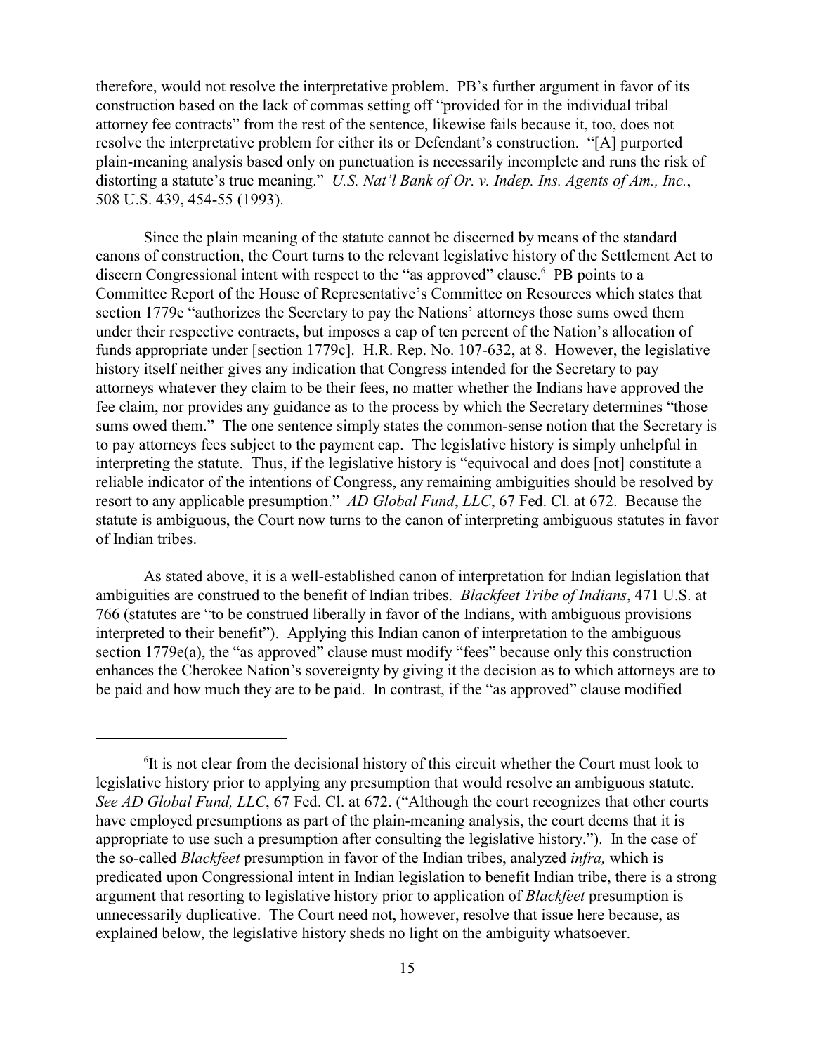therefore, would not resolve the interpretative problem. PB's further argument in favor of its construction based on the lack of commas setting off "provided for in the individual tribal attorney fee contracts" from the rest of the sentence, likewise fails because it, too, does not resolve the interpretative problem for either its or Defendant's construction. "[A] purported plain-meaning analysis based only on punctuation is necessarily incomplete and runs the risk of distorting a statute's true meaning." *U.S. Nat'l Bank of Or. v. Indep. Ins. Agents of Am., Inc.*, 508 U.S. 439, 454-55 (1993).

Since the plain meaning of the statute cannot be discerned by means of the standard canons of construction, the Court turns to the relevant legislative history of the Settlement Act to discern Congressional intent with respect to the "as approved" clause.[6] PB points to a Committee Report of the House of Representative's Committee on Resources which states that section 1779e "authorizes the Secretary to pay the Nations' attorneys those sums owed them under their respective contracts, but imposes a cap of ten percent of the Nation's allocation of funds appropriate under [section 1779c]. H.R. Rep. No. 107-632, at 8. However, the legislative history itself neither gives any indication that Congress intended for the Secretary to pay attorneys whatever they claim to be their fees, no matter whether the Indians have approved the fee claim, nor provides any guidance as to the process by which the Secretary determines "those sums owed them." The one sentence simply states the common-sense notion that the Secretary is to pay attorneys fees subject to the payment cap. The legislative history is simply unhelpful in interpreting the statute. Thus, if the legislative history is "equivocal and does [not] constitute a reliable indicator of the intentions of Congress, any remaining ambiguities should be resolved by resort to any applicable presumption." *AD Global Fund*, *LLC*, 67 Fed. Cl. at 672. Because the statute is ambiguous, the Court now turns to the canon of interpreting ambiguous statutes in favor of Indian tribes.

As stated above, it is a well-established canon of interpretation for Indian legislation that ambiguities are construed to the benefit of Indian tribes. *Blackfeet Tribe of Indians*, 471 U.S. at 766 (statutes are "to be construed liberally in favor of the Indians, with ambiguous provisions interpreted to their benefit"). Applying this Indian canon of interpretation to the ambiguous section 1779e(a), the "as approved" clause must modify "fees" because only this construction enhances the Cherokee Nation's sovereignty by giving it the decision as to which attorneys are to be paid and how much they are to be paid. In contrast, if the "as approved" clause modified

---

[6] It is not clear from the decisional history of this circuit whether the Court must look to legislative history prior to applying any presumption that would resolve an ambiguous statute. *See AD Global Fund, LLC*, 67 Fed. Cl. at 672. ("Although the court recognizes that other courts have employed presumptions as part of the plain-meaning analysis, the court deems that it is appropriate to use such a presumption after consulting the legislative history."). In the case of the so-called *Blackfeet* presumption in favor of the Indian tribes, analyzed *infra,* which is predicated upon Congressional intent in Indian legislation to benefit Indian tribe, there is a strong argument that resorting to legislative history prior to application of *Blackfeet* presumption is unnecessarily duplicative. The Court need not, however, resolve that issue here because, as explained below, the legislative history sheds no light on the ambiguity whatsoever.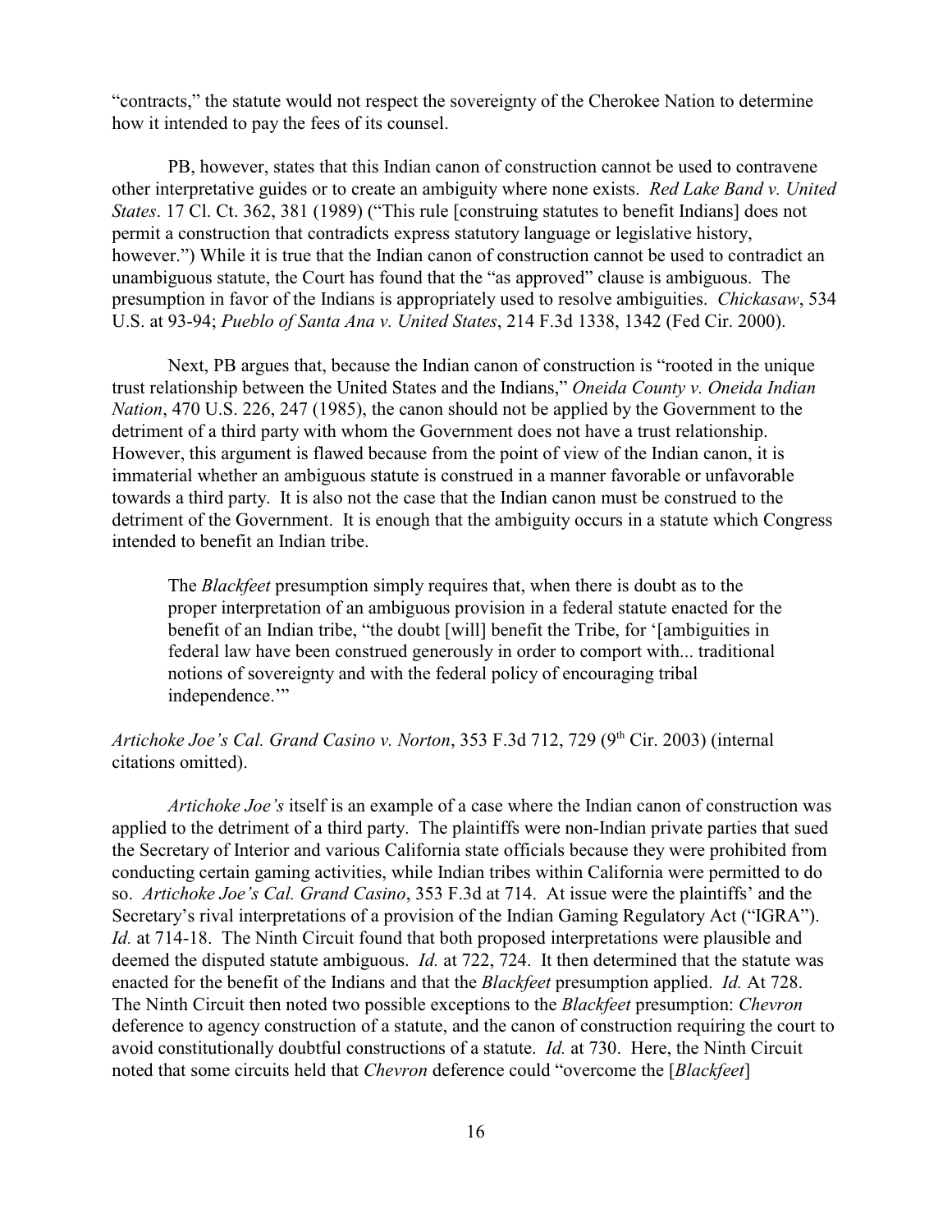"contracts," the statute would not respect the sovereignty of the Cherokee Nation to determine how it intended to pay the fees of its counsel.

PB, however, states that this Indian canon of construction cannot be used to contravene other interpretative guides or to create an ambiguity where none exists. *Red Lake Band v. United States*. 17 Cl. Ct. 362, 381 (1989) ("This rule [construing statutes to benefit Indians] does not permit a construction that contradicts express statutory language or legislative history, however.") While it is true that the Indian canon of construction cannot be used to contradict an unambiguous statute, the Court has found that the "as approved" clause is ambiguous. The presumption in favor of the Indians is appropriately used to resolve ambiguities. *Chickasaw*, 534 U.S. at 93-94; *Pueblo of Santa Ana v. United States*, 214 F.3d 1338, 1342 (Fed Cir. 2000).

Next, PB argues that, because the Indian canon of construction is "rooted in the unique trust relationship between the United States and the Indians," *Oneida County v. Oneida Indian Nation*, 470 U.S. 226, 247 (1985), the canon should not be applied by the Government to the detriment of a third party with whom the Government does not have a trust relationship. However, this argument is flawed because from the point of view of the Indian canon, it is immaterial whether an ambiguous statute is construed in a manner favorable or unfavorable towards a third party. It is also not the case that the Indian canon must be construed to the detriment of the Government. It is enough that the ambiguity occurs in a statute which Congress intended to benefit an Indian tribe.

> The *Blackfeet* presumption simply requires that, when there is doubt as to the proper interpretation of an ambiguous provision in a federal statute enacted for the benefit of an Indian tribe, "the doubt [will] benefit the Tribe, for '[ambiguities in federal law have been construed generously in order to comport with... traditional notions of sovereignty and with the federal policy of encouraging tribal independence.'"

*Artichoke Joe's Cal. Grand Casino v. Norton*, 353 F.3d 712, 729 (9th Cir. 2003) (internal citations omitted).

*Artichoke Joe's* itself is an example of a case where the Indian canon of construction was applied to the detriment of a third party. The plaintiffs were non-Indian private parties that sued the Secretary of Interior and various California state officials because they were prohibited from conducting certain gaming activities, while Indian tribes within California were permitted to do so. *Artichoke Joe's Cal. Grand Casino*, 353 F.3d at 714. At issue were the plaintiffs' and the Secretary's rival interpretations of a provision of the Indian Gaming Regulatory Act ("IGRA"). *Id.* at 714-18. The Ninth Circuit found that both proposed interpretations were plausible and deemed the disputed statute ambiguous. *Id.* at 722, 724. It then determined that the statute was enacted for the benefit of the Indians and that the *Blackfeet* presumption applied. *Id.* At 728. The Ninth Circuit then noted two possible exceptions to the *Blackfeet* presumption: *Chevron* deference to agency construction of a statute, and the canon of construction requiring the court to avoid constitutionally doubtful constructions of a statute. *Id.* at 730. Here, the Ninth Circuit noted that some circuits held that *Chevron* deference could "overcome the [*Blackfeet*]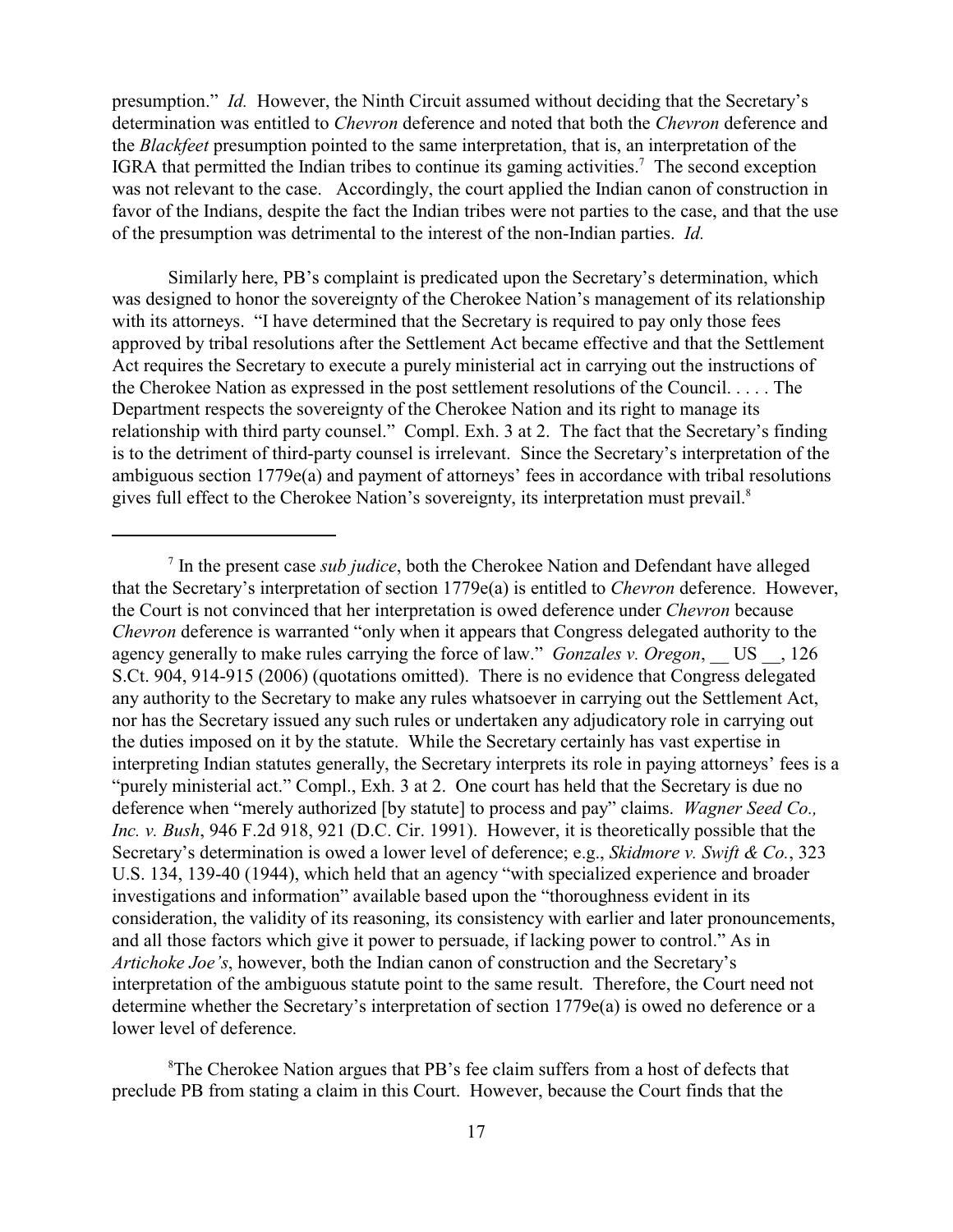presumption." *Id.* However, the Ninth Circuit assumed without deciding that the Secretary's determination was entitled to *Chevron* deference and noted that both the *Chevron* deference and the *Blackfeet* presumption pointed to the same interpretation, that is, an interpretation of the IGRA that permitted the Indian tribes to continue its gaming activities.[7] The second exception was not relevant to the case. Accordingly, the court applied the Indian canon of construction in favor of the Indians, despite the fact the Indian tribes were not parties to the case, and that the use of the presumption was detrimental to the interest of the non-Indian parties. *Id.*

Similarly here, PB's complaint is predicated upon the Secretary's determination, which was designed to honor the sovereignty of the Cherokee Nation's management of its relationship with its attorneys. "I have determined that the Secretary is required to pay only those fees approved by tribal resolutions after the Settlement Act became effective and that the Settlement Act requires the Secretary to execute a purely ministerial act in carrying out the instructions of the Cherokee Nation as expressed in the post settlement resolutions of the Council. . . . . The Department respects the sovereignty of the Cherokee Nation and its right to manage its relationship with third party counsel." Compl. Exh. 3 at 2. The fact that the Secretary's finding is to the detriment of third-party counsel is irrelevant. Since the Secretary's interpretation of the ambiguous section 1779e(a) and payment of attorneys' fees in accordance with tribal resolutions gives full effect to the Cherokee Nation's sovereignty, its interpretation must prevail.[8]

---

[7] In the present case *sub judice*, both the Cherokee Nation and Defendant have alleged that the Secretary's interpretation of section 1779e(a) is entitled to *Chevron* deference. However, the Court is not convinced that her interpretation is owed deference under *Chevron* because *Chevron* deference is warranted "only when it appears that Congress delegated authority to the agency generally to make rules carrying the force of law." *Gonzales v. Oregon*, __ US __, 126 S.Ct. 904, 914-915 (2006) (quotations omitted). There is no evidence that Congress delegated any authority to the Secretary to make any rules whatsoever in carrying out the Settlement Act, nor has the Secretary issued any such rules or undertaken any adjudicatory role in carrying out the duties imposed on it by the statute. While the Secretary certainly has vast expertise in interpreting Indian statutes generally, the Secretary interprets its role in paying attorneys' fees is a "purely ministerial act." Compl., Exh. 3 at 2. One court has held that the Secretary is due no deference when "merely authorized [by statute] to process and pay" claims. *Wagner Seed Co., Inc. v. Bush*, 946 F.2d 918, 921 (D.C. Cir. 1991). However, it is theoretically possible that the Secretary's determination is owed a lower level of deference; e.g., *Skidmore v. Swift & Co.*, 323 U.S. 134, 139-40 (1944), which held that an agency "with specialized experience and broader investigations and information" available based upon the "thoroughness evident in its consideration, the validity of its reasoning, its consistency with earlier and later pronouncements, and all those factors which give it power to persuade, if lacking power to control." As in *Artichoke Joe's*, however, both the Indian canon of construction and the Secretary's interpretation of the ambiguous statute point to the same result. Therefore, the Court need not determine whether the Secretary's interpretation of section 1779e(a) is owed no deference or a lower level of deference.

[8] The Cherokee Nation argues that PB's fee claim suffers from a host of defects that preclude PB from stating a claim in this Court. However, because the Court finds that the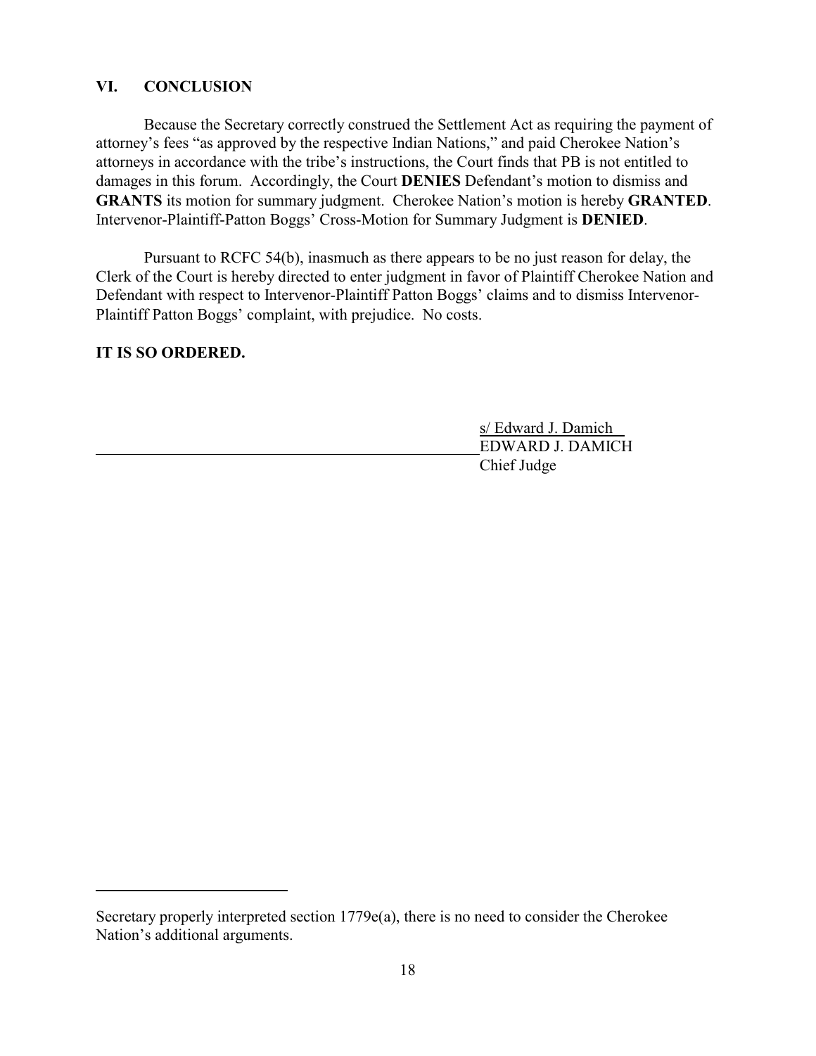## VI. CONCLUSION

Because the Secretary correctly construed the Settlement Act as requiring the payment of attorney's fees "as approved by the respective Indian Nations," and paid Cherokee Nation's attorneys in accordance with the tribe's instructions, the Court finds that PB is not entitled to damages in this forum. Accordingly, the Court **DENIES** Defendant's motion to dismiss and **GRANTS** its motion for summary judgment. Cherokee Nation's motion is hereby **GRANTED**. Intervenor-Plaintiff-Patton Boggs' Cross-Motion for Summary Judgment is **DENIED**.

Pursuant to RCFC 54(b), inasmuch as there appears to be no just reason for delay, the Clerk of the Court is hereby directed to enter judgment in favor of Plaintiff Cherokee Nation and Defendant with respect to Intervenor-Plaintiff Patton Boggs' claims and to dismiss Intervenor-Plaintiff Patton Boggs' complaint, with prejudice. No costs.

**IT IS SO ORDERED.**

s/ Edward J. Damich
EDWARD J. DAMICH
Chief Judge

---

Secretary properly interpreted section 1779e(a), there is no need to consider the Cherokee Nation's additional arguments.